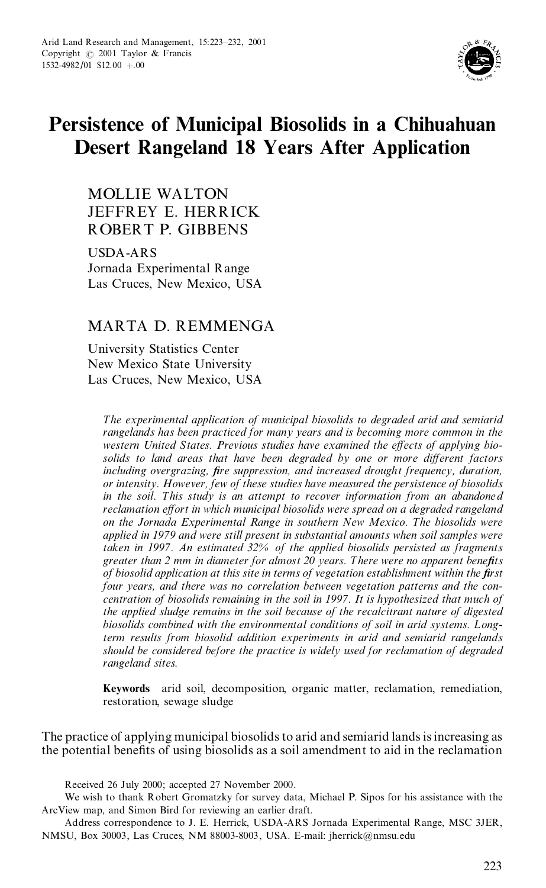# Persistence of Municipal Biosolids in a Chihuahuan Desert Rangeland 18 Years After Application

MOLLIE WALTON
JEFFREY E. HERRICK
ROBERT P. GIBBENS

USDA-ARS
Jornada Experimental Range
Las Cruces, New Mexico, USA

MARTA D. REMMENGA

University Statistics Center
New Mexico State University
Las Cruces, New Mexico, USA

*The experimental application of municipal biosolids to degraded arid and semiarid rangelands has been practiced for many years and is becoming more common in the western United States. Previous studies have examined the effects of applying biosolids to land areas that have been degraded by one or more different factors including overgrazing, fire suppression, and increased drought frequency, duration, or intensity. However, few of these studies have measured the persistence of biosolids in the soil. This study is an attempt to recover information from an abandoned reclamation effort in which municipal biosolids were spread on a degraded rangeland on the Jornada Experimental Range in southern New Mexico. The biosolids were applied in 1979 and were still present in substantial amounts when soil samples were taken in 1997. An estimated 32% of the applied biosolids persisted as fragments greater than 2 mm in diameter for almost 20 years. There were no apparent benefits of biosolid application at this site in terms of vegetation establishment within the first four years, and there was no correlation between vegetation patterns and the concentration of biosolids remaining in the soil in 1997. It is hypothesized that much of the applied sludge remains in the soil because of the recalcitrant nature of digested biosolids combined with the environmental conditions of soil in arid systems. Long-term results from biosolid addition experiments in arid and semiarid rangelands should be considered before the practice is widely used for reclamation of degraded rangeland sites.*

**Keywords** arid soil, decomposition, organic matter, reclamation, remediation, restoration, sewage sludge

The practice of applying municipal biosolids to arid and semiarid lands is increasing as the potential benefits of using biosolids as a soil amendment to aid in the reclamation

Received 26 July 2000; accepted 27 November 2000.

We wish to thank Robert Gromatzky for survey data, Michael P. Sipos for his assistance with the ArcView map, and Simon Bird for reviewing an earlier draft.

Address correspondence to J. E. Herrick, USDA-ARS Jornada Experimental Range, MSC 3JER, NMSU, Box 30003, Las Cruces, NM 88003-8003, USA. E-mail: jherrick@nmsu.edu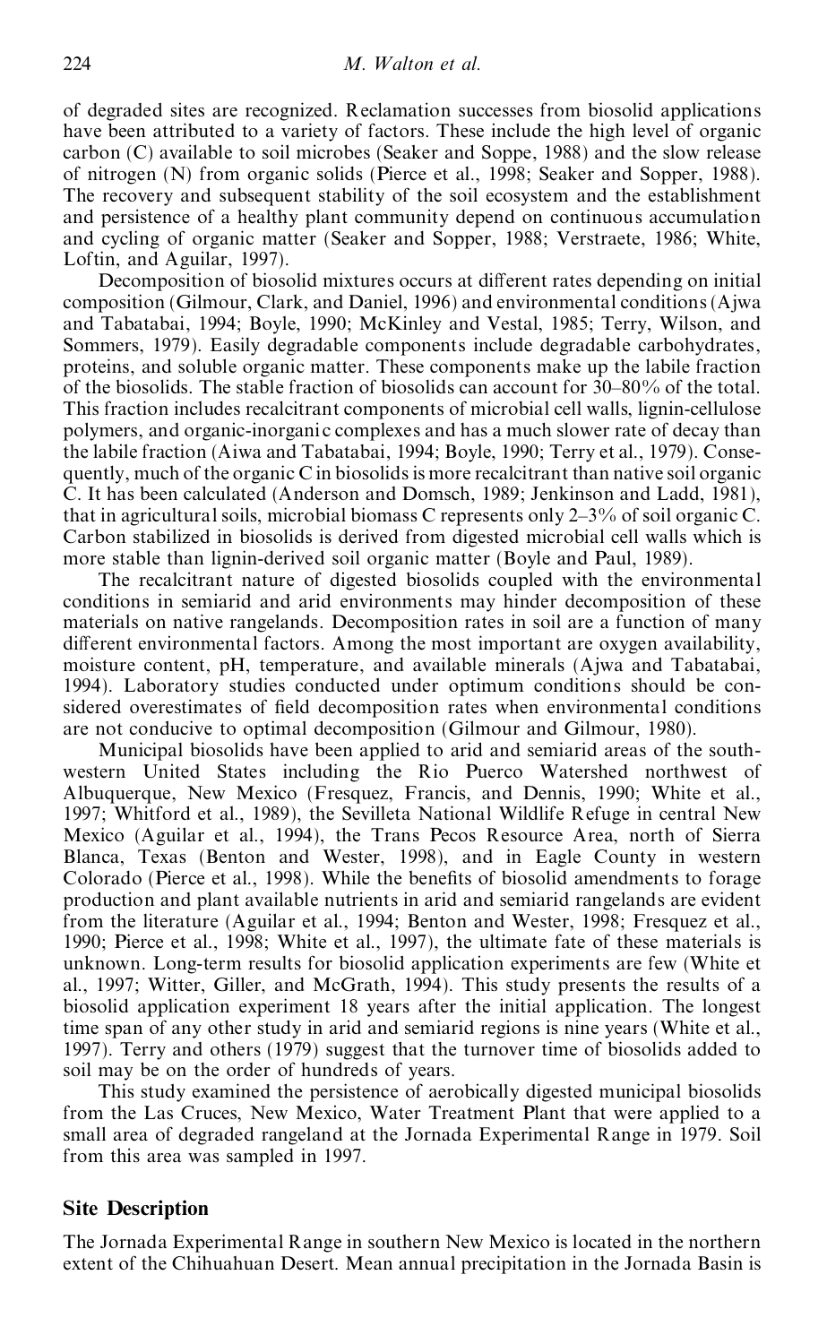of degraded sites are recognized. Reclamation successes from biosolid applications have been attributed to a variety of factors. These include the high level of organic carbon (C) available to soil microbes (Seaker and Soppe, 1988) and the slow release of nitrogen (N) from organic solids (Pierce et al., 1998; Seaker and Sopper, 1988). The recovery and subsequent stability of the soil ecosystem and the establishment and persistence of a healthy plant community depend on continuous accumulation and cycling of organic matter (Seaker and Sopper, 1988; Verstraete, 1986; White, Loftin, and Aguilar, 1997).

Decomposition of biosolid mixtures occurs at different rates depending on initial composition (Gilmour, Clark, and Daniel, 1996) and environmental conditions (Ajwa and Tabatabai, 1994; Boyle, 1990; McKinley and Vestal, 1985; Terry, Wilson, and Sommers, 1979). Easily degradable components include degradable carbohydrates, proteins, and soluble organic matter. These components make up the labile fraction of the biosolids. The stable fraction of biosolids can account for 30–80% of the total. This fraction includes recalcitrant components of microbial cell walls, lignin-cellulose polymers, and organic-inorganic complexes and has a much slower rate of decay than the labile fraction (Aiwa and Tabatabai, 1994; Boyle, 1990; Terry et al., 1979). Consequently, much of the organic C in biosolids is more recalcitrant than native soil organic C. It has been calculated (Anderson and Domsch, 1989; Jenkinson and Ladd, 1981), that in agricultural soils, microbial biomass C represents only 2–3% of soil organic C. Carbon stabilized in biosolids is derived from digested microbial cell walls which is more stable than lignin-derived soil organic matter (Boyle and Paul, 1989).

The recalcitrant nature of digested biosolids coupled with the environmental conditions in semiarid and arid environments may hinder decomposition of these materials on native rangelands. Decomposition rates in soil are a function of many different environmental factors. Among the most important are oxygen availability, moisture content, pH, temperature, and available minerals (Ajwa and Tabatabai, 1994). Laboratory studies conducted under optimum conditions should be considered overestimates of field decomposition rates when environmental conditions are not conducive to optimal decomposition (Gilmour and Gilmour, 1980).

Municipal biosolids have been applied to arid and semiarid areas of the southwestern United States including the Rio Puerco Watershed northwest of Albuquerque, New Mexico (Fresquez, Francis, and Dennis, 1990; White et al., 1997; Whitford et al., 1989), the Sevilleta National Wildlife Refuge in central New Mexico (Aguilar et al., 1994), the Trans Pecos Resource Area, north of Sierra Blanca, Texas (Benton and Wester, 1998), and in Eagle County in western Colorado (Pierce et al., 1998). While the benefits of biosolid amendments to forage production and plant available nutrients in arid and semiarid rangelands are evident from the literature (Aguilar et al., 1994; Benton and Wester, 1998; Fresquez et al., 1990; Pierce et al., 1998; White et al., 1997), the ultimate fate of these materials is unknown. Long-term results for biosolid application experiments are few (White et al., 1997; Witter, Giller, and McGrath, 1994). This study presents the results of a biosolid application experiment 18 years after the initial application. The longest time span of any other study in arid and semiarid regions is nine years (White et al., 1997). Terry and others (1979) suggest that the turnover time of biosolids added to soil may be on the order of hundreds of years.

This study examined the persistence of aerobically digested municipal biosolids from the Las Cruces, New Mexico, Water Treatment Plant that were applied to a small area of degraded rangeland at the Jornada Experimental Range in 1979. Soil from this area was sampled in 1997.

## Site Description

The Jornada Experimental Range in southern New Mexico is located in the northern extent of the Chihuahuan Desert. Mean annual precipitation in the Jornada Basin is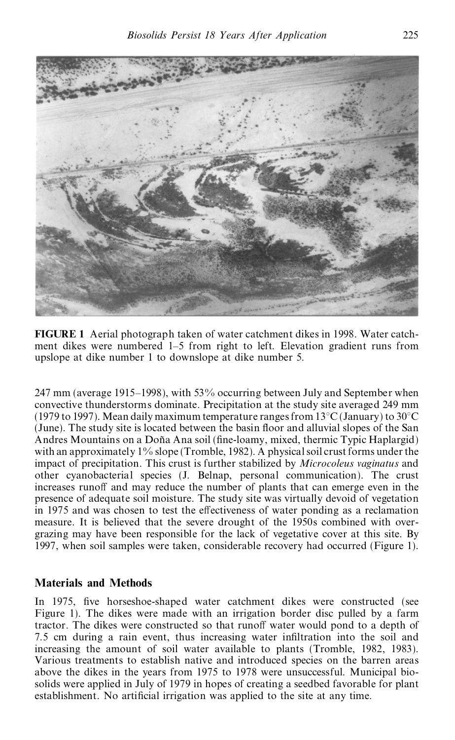**FIGURE 1** Aerial photograph taken of water catchment dikes in 1998. Water catchment dikes were numbered 1–5 from right to left. Elevation gradient runs from upslope at dike number 1 to downslope at dike number 5.

247 mm (average 1915–1998), with 53% occurring between July and September when convective thunderstorms dominate. Precipitation at the study site averaged 249 mm (1979 to 1997). Mean daily maximum temperature ranges from 13°C (January) to 30°C (June). The study site is located between the basin floor and alluvial slopes of the San Andres Mountains on a Doña Ana soil (fine-loamy, mixed, thermic Typic Haplargid) with an approximately 1% slope (Tromble, 1982). A physical soil crust forms under the impact of precipitation. This crust is further stabilized by *Microcoleus vaginatus* and other cyanobacterial species (J. Belnap, personal communication). The crust increases runoff and may reduce the number of plants that can emerge even in the presence of adequate soil moisture. The study site was virtually devoid of vegetation in 1975 and was chosen to test the effectiveness of water ponding as a reclamation measure. It is believed that the severe drought of the 1950s combined with overgrazing may have been responsible for the lack of vegetative cover at this site. By 1997, when soil samples were taken, considerable recovery had occurred (Figure 1).

## Materials and Methods

In 1975, five horseshoe-shaped water catchment dikes were constructed (see Figure 1). The dikes were made with an irrigation border disc pulled by a farm tractor. The dikes were constructed so that runoff water would pond to a depth of 7.5 cm during a rain event, thus increasing water infiltration into the soil and increasing the amount of soil water available to plants (Tromble, 1982, 1983). Various treatments to establish native and introduced species on the barren areas above the dikes in the years from 1975 to 1978 were unsuccessful. Municipal biosolids were applied in July of 1979 in hopes of creating a seedbed favorable for plant establishment. No artificial irrigation was applied to the site at any time.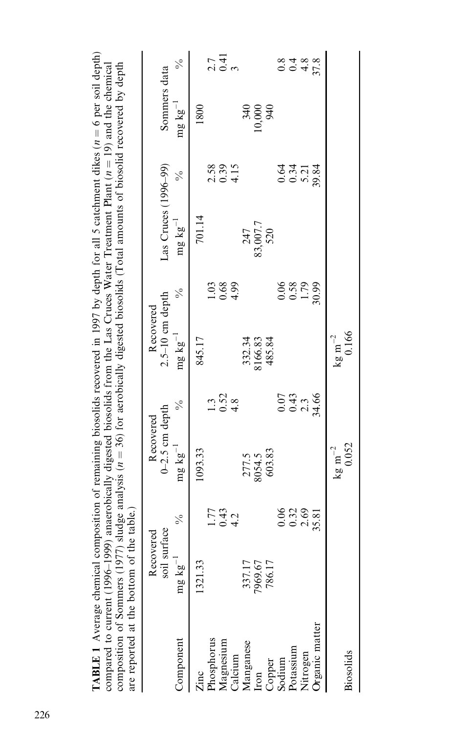**TABLE 1** Average chemical composition of remaining biosolids recovered in 1997 by depth for all 5 catchment dikes ($n = 6$ per soil depth) compared to current (1996–1999) anaerobically digested biosolids from the Las Cruces Water Treatment Plant ($n = 19$) and the chemical composition of Sommers (1977) sludge analysis ($n = 36$) for aerobically digested biosolids (Total amounts of biosolid recovered by depth are reported at the bottom of the table.)

| Component | Recovered soil surface | | Recovered 0–2.5 cm depth | | Recovered 2.5–10 cm depth | | Las Cruces (1996–99) | | Sommers data | |
|---|---|---|---|---|---|---|---|---|---|---|
| | mg kg$^{-1}$ | % | mg kg$^{-1}$ | % | mg kg$^{-1}$ | % | mg kg$^{-1}$ | % | mg kg$^{-1}$ | % |
| Zinc | 1321.33 | | 1093.33 | | 845.17 | | 701.14 | | 1800 | |
| Phosphorus | | 1.77 | | 1.3 | | 1.03 | | 2.58 | | 2.7 |
| Magnesium | | 0.43 | | 0.52 | | 0.68 | | 0.39 | | 0.41 |
| Calcium | | 4.2 | | 4.8 | | 4.99 | | 4.15 | | 3 |
| Manganese | 337.17 | | 277.5 | | 332.34 | | 247 | | 340 | |
| Iron | 7969.67 | | 8054.5 | | 8166.83 | | 83,007.7 | | 10,000 | |
| Copper | 786.17 | | 603.83 | | 485.84 | | 520 | | 940 | |
| Sodium | | 0.06 | | 0.07 | | 0.06 | | 0.64 | | 0.8 |
| Potassium | | 0.32 | | 0.43 | | 0.58 | | 0.34 | | 0.4 |
| Nitrogen | | 2.69 | | 2.3 | | 1.79 | | 5.21 | | 4.8 |
| Organic matter | | 35.81 | | 34.66 | | 30.99 | | 39.84 | | 37.8 |
| | | | kg m$^{-2}$ | | kg m$^{-2}$ | | | | | |
| Biosolids | | | 0.052 | | 0.166 | | | | | |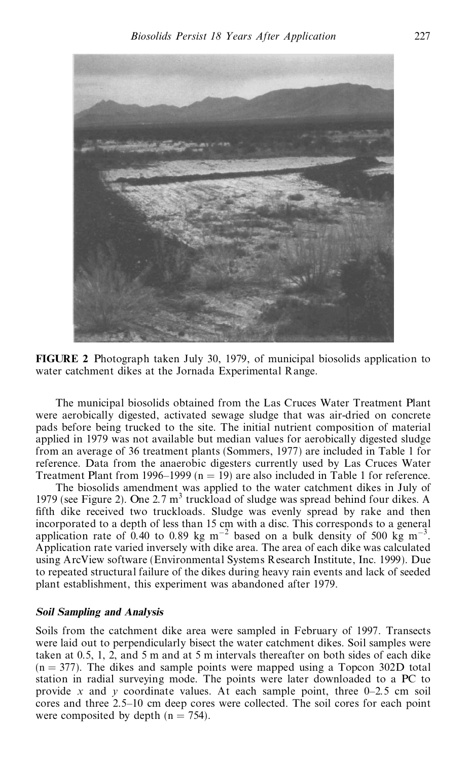FIGURE 2 Photograph taken July 30, 1979, of municipal biosolids application to water catchment dikes at the Jornada Experimental Range.

The municipal biosolids obtained from the Las Cruces Water Treatment Plant were aerobically digested, activated sewage sludge that was air-dried on concrete pads before being trucked to the site. The initial nutrient composition of material applied in 1979 was not available but median values for aerobically digested sludge from an average of 36 treatment plants (Sommers, 1977) are included in Table 1 for reference. Data from the anaerobic digesters currently used by Las Cruces Water Treatment Plant from 1996–1999 ($n = 19$) are also included in Table 1 for reference.

The biosolids amendment was applied to the water catchment dikes in July of 1979 (see Figure 2). One 2.7 $m^3$ truckload of sludge was spread behind four dikes. A fifth dike received two truckloads. Sludge was evenly spread by rake and then incorporated to a depth of less than 15 cm with a disc. This corresponds to a general application rate of 0.40 to 0.89 kg $m^{-2}$ based on a bulk density of 500 kg $m^{-3}$. Application rate varied inversely with dike area. The area of each dike was calculated using ArcView software (Environmental Systems Research Institute, Inc. 1999). Due to repeated structural failure of the dikes during heavy rain events and lack of seeded plant establishment, this experiment was abandoned after 1979.

### *Soil Sampling and Analysis*

Soils from the catchment dike area were sampled in February of 1997. Transects were laid out to perpendicularly bisect the water catchment dikes. Soil samples were taken at 0.5, 1, 2, and 5 m and at 5 m intervals thereafter on both sides of each dike ($n = 377$). The dikes and sample points were mapped using a Topcon 302D total station in radial surveying mode. The points were later downloaded to a PC to provide $x$ and $y$ coordinate values. At each sample point, three 0–2.5 cm soil cores and three 2.5–10 cm deep cores were collected. The soil cores for each point were composited by depth ($n = 754$).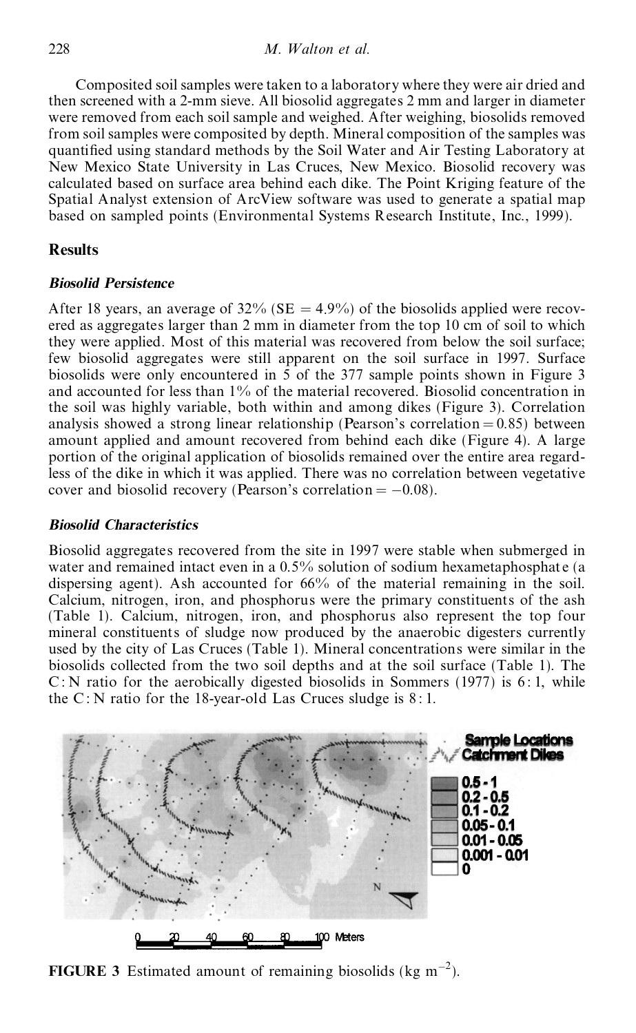Composited soil samples were taken to a laboratory where they were air dried and then screened with a 2-mm sieve. All biosolid aggregates 2 mm and larger in diameter were removed from each soil sample and weighed. After weighing, biosolids removed from soil samples were composited by depth. Mineral composition of the samples was quantified using standard methods by the Soil Water and Air Testing Laboratory at New Mexico State University in Las Cruces, New Mexico. Biosolid recovery was calculated based on surface area behind each dike. The Point Kriging feature of the Spatial Analyst extension of ArcView software was used to generate a spatial map based on sampled points (Environmental Systems Research Institute, Inc., 1999).

## Results

### *Biosolid Persistence*

After 18 years, an average of 32% (SE = 4.9%) of the biosolids applied were recovered as aggregates larger than 2 mm in diameter from the top 10 cm of soil to which they were applied. Most of this material was recovered from below the soil surface; few biosolid aggregates were still apparent on the soil surface in 1997. Surface biosolids were only encountered in 5 of the 377 sample points shown in Figure 3 and accounted for less than 1% of the material recovered. Biosolid concentration in the soil was highly variable, both within and among dikes (Figure 3). Correlation analysis showed a strong linear relationship (Pearson's correlation = 0.85) between amount applied and amount recovered from behind each dike (Figure 4). A large portion of the original application of biosolids remained over the entire area regardless of the dike in which it was applied. There was no correlation between vegetative cover and biosolid recovery (Pearson's correlation = −0.08).

### *Biosolid Characteristics*

Biosolid aggregates recovered from the site in 1997 were stable when submerged in water and remained intact even in a 0.5% solution of sodium hexametaphosphate (a dispersing agent). Ash accounted for 66% of the material remaining in the soil. Calcium, nitrogen, iron, and phosphorus were the primary constituents of the ash (Table 1). Calcium, nitrogen, iron, and phosphorus also represent the top four mineral constituents of sludge now produced by the anaerobic digesters currently used by the city of Las Cruces (Table 1). Mineral concentrations were similar in the biosolids collected from the two soil depths and at the soil surface (Table 1). The C:N ratio for the aerobically digested biosolids in Sommers (1977) is 6:1, while the C:N ratio for the 18-year-old Las Cruces sludge is 8:1.

**FIGURE 3** Estimated amount of remaining biosolids (kg $m^{-2}$).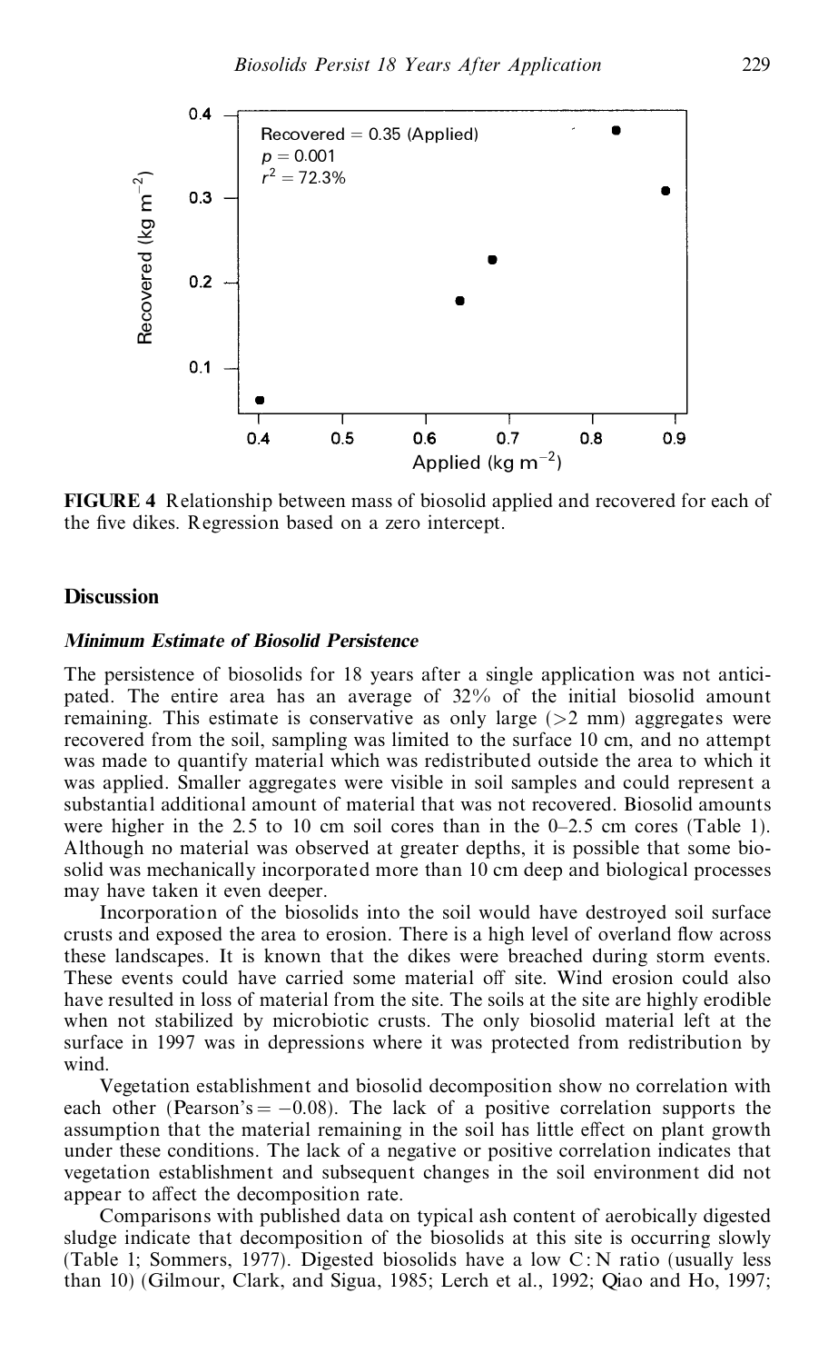FIGURE 4 Relationship between mass of biosolid applied and recovered for each of the five dikes. Regression based on a zero intercept.

## Discussion

### *Minimum Estimate of Biosolid Persistence*

The persistence of biosolids for 18 years after a single application was not anticipated. The entire area has an average of 32% of the initial biosolid amount remaining. This estimate is conservative as only large (>2 mm) aggregates were recovered from the soil, sampling was limited to the surface 10 cm, and no attempt was made to quantify material which was redistributed outside the area to which it was applied. Smaller aggregates were visible in soil samples and could represent a substantial additional amount of material that was not recovered. Biosolid amounts were higher in the 2.5 to 10 cm soil cores than in the 0–2.5 cm cores (Table 1). Although no material was observed at greater depths, it is possible that some biosolid was mechanically incorporated more than 10 cm deep and biological processes may have taken it even deeper.

Incorporation of the biosolids into the soil would have destroyed soil surface crusts and exposed the area to erosion. There is a high level of overland flow across these landscapes. It is known that the dikes were breached during storm events. These events could have carried some material off site. Wind erosion could also have resulted in loss of material from the site. The soils at the site are highly erodible when not stabilized by microbiotic crusts. The only biosolid material left at the surface in 1997 was in depressions where it was protected from redistribution by wind.

Vegetation establishment and biosolid decomposition show no correlation with each other (Pearson's = −0.08). The lack of a positive correlation supports the assumption that the material remaining in the soil has little effect on plant growth under these conditions. The lack of a negative or positive correlation indicates that vegetation establishment and subsequent changes in the soil environment did not appear to affect the decomposition rate.

Comparisons with published data on typical ash content of aerobically digested sludge indicate that decomposition of the biosolids at this site is occurring slowly (Table 1; Sommers, 1977). Digested biosolids have a low C : N ratio (usually less than 10) (Gilmour, Clark, and Sigua, 1985; Lerch et al., 1992; Qiao and Ho, 1997;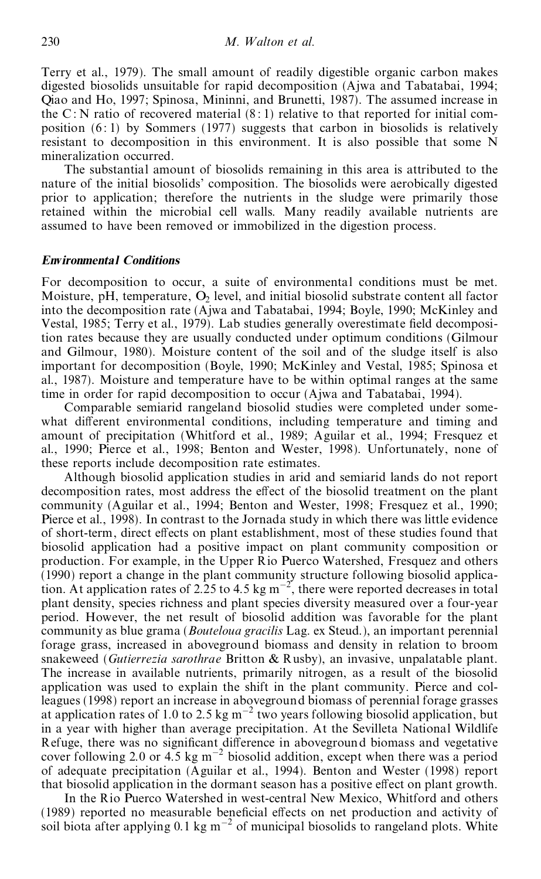Terry et al., 1979). The small amount of readily digestible organic carbon makes digested biosolids unsuitable for rapid decomposition (Ajwa and Tabatabai, 1994; Qiao and Ho, 1997; Spinosa, Mininni, and Brunetti, 1987). The assumed increase in the C:N ratio of recovered material (8:1) relative to that reported for initial composition (6:1) by Sommers (1977) suggests that carbon in biosolids is relatively resistant to decomposition in this environment. It is also possible that some N mineralization occurred.

The substantial amount of biosolids remaining in this area is attributed to the nature of the initial biosolids' composition. The biosolids were aerobically digested prior to application; therefore the nutrients in the sludge were primarily those retained within the microbial cell walls. Many readily available nutrients are assumed to have been removed or immobilized in the digestion process.

### *Environmental Conditions*

For decomposition to occur, a suite of environmental conditions must be met. Moisture, pH, temperature, $O_2$ level, and initial biosolid substrate content all factor into the decomposition rate (Ajwa and Tabatabai, 1994; Boyle, 1990; McKinley and Vestal, 1985; Terry et al., 1979). Lab studies generally overestimate field decomposition rates because they are usually conducted under optimum conditions (Gilmour and Gilmour, 1980). Moisture content of the soil and of the sludge itself is also important for decomposition (Boyle, 1990; McKinley and Vestal, 1985; Spinosa et al., 1987). Moisture and temperature have to be within optimal ranges at the same time in order for rapid decomposition to occur (Ajwa and Tabatabai, 1994).

Comparable semiarid rangeland biosolid studies were completed under somewhat different environmental conditions, including temperature and timing and amount of precipitation (Whitford et al., 1989; Aguilar et al., 1994; Fresquez et al., 1990; Pierce et al., 1998; Benton and Wester, 1998). Unfortunately, none of these reports include decomposition rate estimates.

Although biosolid application studies in arid and semiarid lands do not report decomposition rates, most address the effect of the biosolid treatment on the plant community (Aguilar et al., 1994; Benton and Wester, 1998; Fresquez et al., 1990; Pierce et al., 1998). In contrast to the Jornada study in which there was little evidence of short-term, direct effects on plant establishment, most of these studies found that biosolid application had a positive impact on plant community composition or production. For example, in the Upper Rio Puerco Watershed, Fresquez and others (1990) report a change in the plant community structure following biosolid application. At application rates of 2.25 to 4.5 kg $m^{-2}$, there were reported decreases in total plant density, species richness and plant species diversity measured over a four-year period. However, the net result of biosolid addition was favorable for the plant community as blue grama (*Bouteloua gracilis* Lag. ex Steud.), an important perennial forage grass, increased in aboveground biomass and density in relation to broom snakeweed (*Gutierrezia sarothrae* Britton & Rusby), an invasive, unpalatable plant. The increase in available nutrients, primarily nitrogen, as a result of the biosolid application was used to explain the shift in the plant community. Pierce and colleagues (1998) report an increase in aboveground biomass of perennial forage grasses at application rates of 1.0 to 2.5 kg $m^{-2}$ two years following biosolid application, but in a year with higher than average precipitation. At the Sevilleta National Wildlife Refuge, there was no significant difference in aboveground biomass and vegetative cover following 2.0 or 4.5 kg $m^{-2}$ biosolid addition, except when there was a period of adequate precipitation (Aguilar et al., 1994). Benton and Wester (1998) report that biosolid application in the dormant season has a positive effect on plant growth.

In the Rio Puerco Watershed in west-central New Mexico, Whitford and others (1989) reported no measurable beneficial effects on net production and activity of soil biota after applying 0.1 kg $m^{-2}$ of municipal biosolids to rangeland plots. White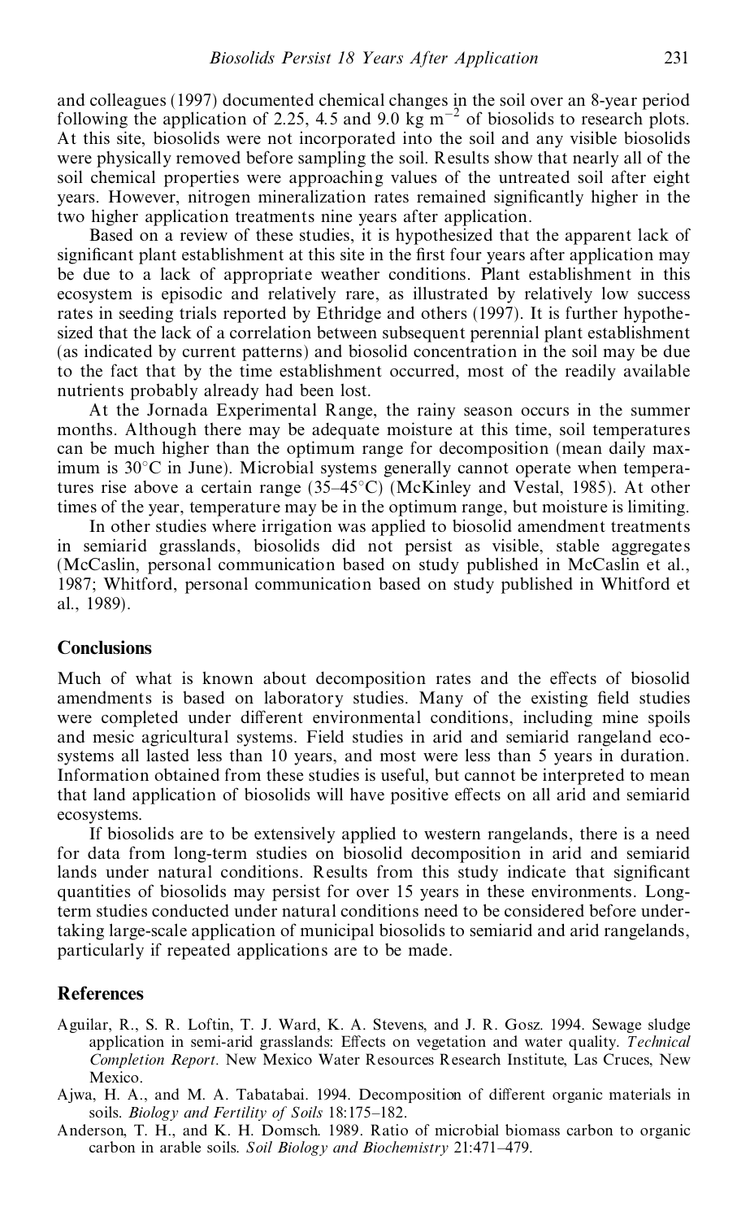and colleagues (1997) documented chemical changes in the soil over an 8-year period following the application of 2.25, 4.5 and 9.0 kg $m^{-2}$ of biosolids to research plots. At this site, biosolids were not incorporated into the soil and any visible biosolids were physically removed before sampling the soil. Results show that nearly all of the soil chemical properties were approaching values of the untreated soil after eight years. However, nitrogen mineralization rates remained significantly higher in the two higher application treatments nine years after application.

Based on a review of these studies, it is hypothesized that the apparent lack of significant plant establishment at this site in the first four years after application may be due to a lack of appropriate weather conditions. Plant establishment in this ecosystem is episodic and relatively rare, as illustrated by relatively low success rates in seeding trials reported by Ethridge and others (1997). It is further hypothesized that the lack of a correlation between subsequent perennial plant establishment (as indicated by current patterns) and biosolid concentration in the soil may be due to the fact that by the time establishment occurred, most of the readily available nutrients probably already had been lost.

At the Jornada Experimental Range, the rainy season occurs in the summer months. Although there may be adequate moisture at this time, soil temperatures can be much higher than the optimum range for decomposition (mean daily maximum is 30°C in June). Microbial systems generally cannot operate when temperatures rise above a certain range (35–45°C) (McKinley and Vestal, 1985). At other times of the year, temperature may be in the optimum range, but moisture is limiting.

In other studies where irrigation was applied to biosolid amendment treatments in semiarid grasslands, biosolids did not persist as visible, stable aggregates (McCaslin, personal communication based on study published in McCaslin et al., 1987; Whitford, personal communication based on study published in Whitford et al., 1989).

## Conclusions

Much of what is known about decomposition rates and the effects of biosolid amendments is based on laboratory studies. Many of the existing field studies were completed under different environmental conditions, including mine spoils and mesic agricultural systems. Field studies in arid and semiarid rangeland ecosystems all lasted less than 10 years, and most were less than 5 years in duration. Information obtained from these studies is useful, but cannot be interpreted to mean that land application of biosolids will have positive effects on all arid and semiarid ecosystems.

If biosolids are to be extensively applied to western rangelands, there is a need for data from long-term studies on biosolid decomposition in arid and semiarid lands under natural conditions. Results from this study indicate that significant quantities of biosolids may persist for over 15 years in these environments. Long-term studies conducted under natural conditions need to be considered before undertaking large-scale application of municipal biosolids to semiarid and arid rangelands, particularly if repeated applications are to be made.

## References

Aguilar, R., S. R. Loftin, T. J. Ward, K. A. Stevens, and J. R. Gosz. 1994. Sewage sludge application in semi-arid grasslands: Effects on vegetation and water quality. *Technical Completion Report*. New Mexico Water Resources Research Institute, Las Cruces, New Mexico.

Ajwa, H. A., and M. A. Tabatabai. 1994. Decomposition of different organic materials in soils. *Biology and Fertility of Soils* 18:175–182.

Anderson, T. H., and K. H. Domsch. 1989. Ratio of microbial biomass carbon to organic carbon in arable soils. *Soil Biology and Biochemistry* 21:471–479.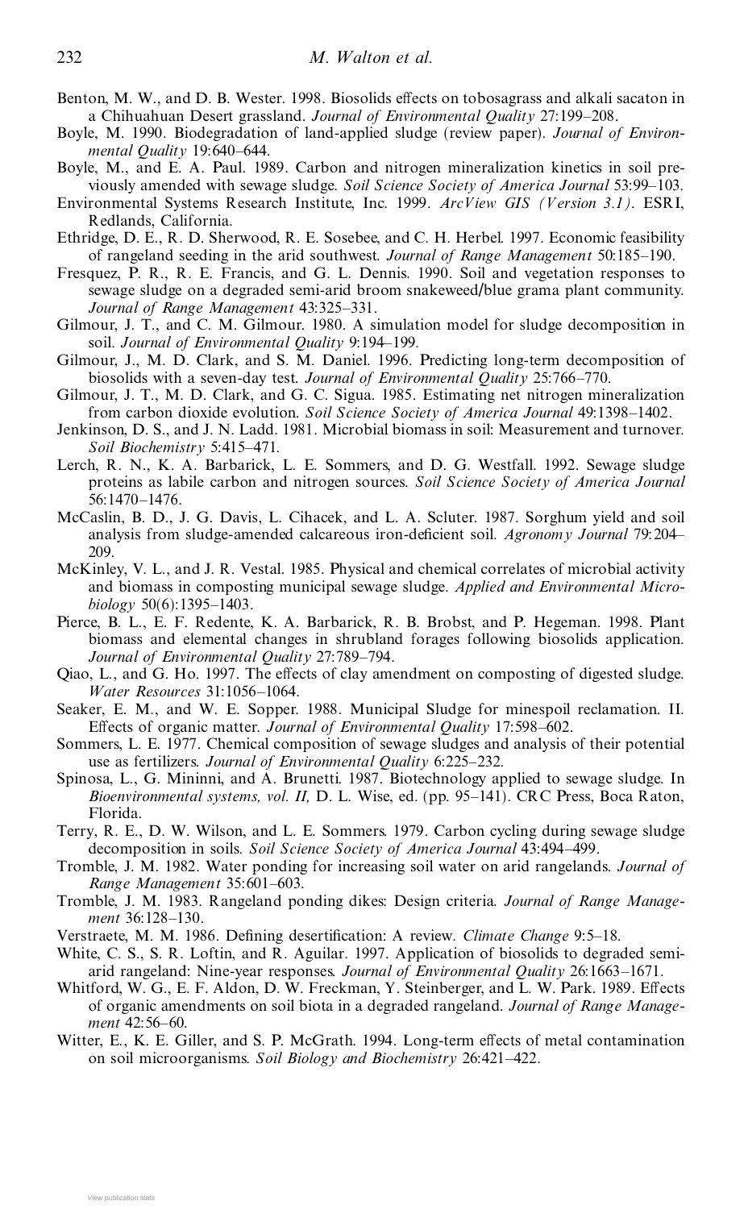Benton, M. W., and D. B. Wester. 1998. Biosolids effects on tobosagrass and alkali sacaton in a Chihuahuan Desert grassland. *Journal of Environmental Quality* 27:199–208.

Boyle, M. 1990. Biodegradation of land-applied sludge (review paper). *Journal of Environmental Quality* 19:640–644.

Boyle, M., and E. A. Paul. 1989. Carbon and nitrogen mineralization kinetics in soil previously amended with sewage sludge. *Soil Science Society of America Journal* 53:99–103.

Environmental Systems Research Institute, Inc. 1999. *ArcView GIS (Version 3.1)*. ESRI, Redlands, California.

Ethridge, D. E., R. D. Sherwood, R. E. Sosebee, and C. H. Herbel. 1997. Economic feasibility of rangeland seeding in the arid southwest. *Journal of Range Management* 50:185–190.

Fresquez, P. R., R. E. Francis, and G. L. Dennis. 1990. Soil and vegetation responses to sewage sludge on a degraded semi-arid broom snakeweed/blue grama plant community. *Journal of Range Management* 43:325–331.

Gilmour, J. T., and C. M. Gilmour. 1980. A simulation model for sludge decomposition in soil. *Journal of Environmental Quality* 9:194–199.

Gilmour, J., M. D. Clark, and S. M. Daniel. 1996. Predicting long-term decomposition of biosolids with a seven-day test. *Journal of Environmental Quality* 25:766–770.

Gilmour, J. T., M. D. Clark, and G. C. Sigua. 1985. Estimating net nitrogen mineralization from carbon dioxide evolution. *Soil Science Society of America Journal* 49:1398–1402.

Jenkinson, D. S., and J. N. Ladd. 1981. Microbial biomass in soil: Measurement and turnover. *Soil Biochemistry* 5:415–471.

Lerch, R. N., K. A. Barbarick, L. E. Sommers, and D. G. Westfall. 1992. Sewage sludge proteins as labile carbon and nitrogen sources. *Soil Science Society of America Journal* 56:1470–1476.

McCaslin, B. D., J. G. Davis, L. Cihacek, and L. A. Scluter. 1987. Sorghum yield and soil analysis from sludge-amended calcareous iron-deficient soil. *Agronomy Journal* 79:204–209.

McKinley, V. L., and J. R. Vestal. 1985. Physical and chemical correlates of microbial activity and biomass in composting municipal sewage sludge. *Applied and Environmental Microbiology* 50(6):1395–1403.

Pierce, B. L., E. F. Redente, K. A. Barbarick, R. B. Brobst, and P. Hegeman. 1998. Plant biomass and elemental changes in shrubland forages following biosolids application. *Journal of Environmental Quality* 27:789–794.

Qiao, L., and G. Ho. 1997. The effects of clay amendment on composting of digested sludge. *Water Resources* 31:1056–1064.

Seaker, E. M., and W. E. Sopper. 1988. Municipal Sludge for minespoil reclamation. II. Effects of organic matter. *Journal of Environmental Quality* 17:598–602.

Sommers, L. E. 1977. Chemical composition of sewage sludges and analysis of their potential use as fertilizers. *Journal of Environmental Quality* 6:225–232.

Spinosa, L., G. Mininni, and A. Brunetti. 1987. Biotechnology applied to sewage sludge. In *Bioenvironmental systems, vol. II,* D. L. Wise, ed. (pp. 95–141). CRC Press, Boca Raton, Florida.

Terry, R. E., D. W. Wilson, and L. E. Sommers. 1979. Carbon cycling during sewage sludge decomposition in soils. *Soil Science Society of America Journal* 43:494–499.

Tromble, J. M. 1982. Water ponding for increasing soil water on arid rangelands. *Journal of Range Management* 35:601–603.

Tromble, J. M. 1983. Rangeland ponding dikes: Design criteria. *Journal of Range Management* 36:128–130.

Verstraete, M. M. 1986. Defining desertification: A review. *Climate Change* 9:5–18.

White, C. S., S. R. Loftin, and R. Aguilar. 1997. Application of biosolids to degraded semiarid rangeland: Nine-year responses. *Journal of Environmental Quality* 26:1663–1671.

Whitford, W. G., E. F. Aldon, D. W. Freckman, Y. Steinberger, and L. W. Park. 1989. Effects of organic amendments on soil biota in a degraded rangeland. *Journal of Range Management* 42:56–60.

Witter, E., K. E. Giller, and S. P. McGrath. 1994. Long-term effects of metal contamination on soil microorganisms. *Soil Biology and Biochemistry* 26:421–422.